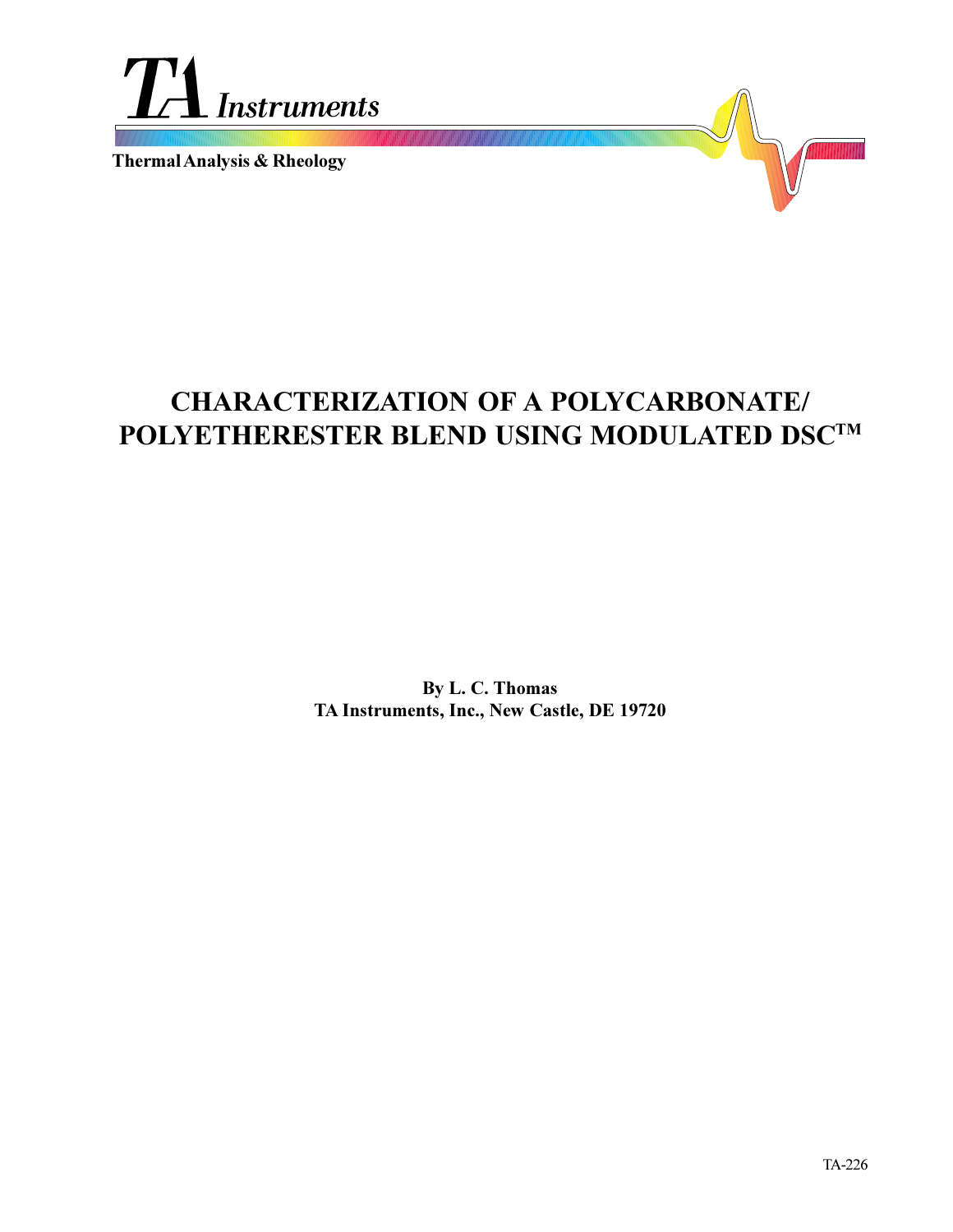TA Instruments

Thermal Analysis & Rheology

# CHARACTERIZATION OF A POLYCARBONATE/ POLYETHERESTER BLEND USING MODULATED DSC™

**By L. C. Thomas**
**TA Instruments, Inc., New Castle, DE 19720**

TA-226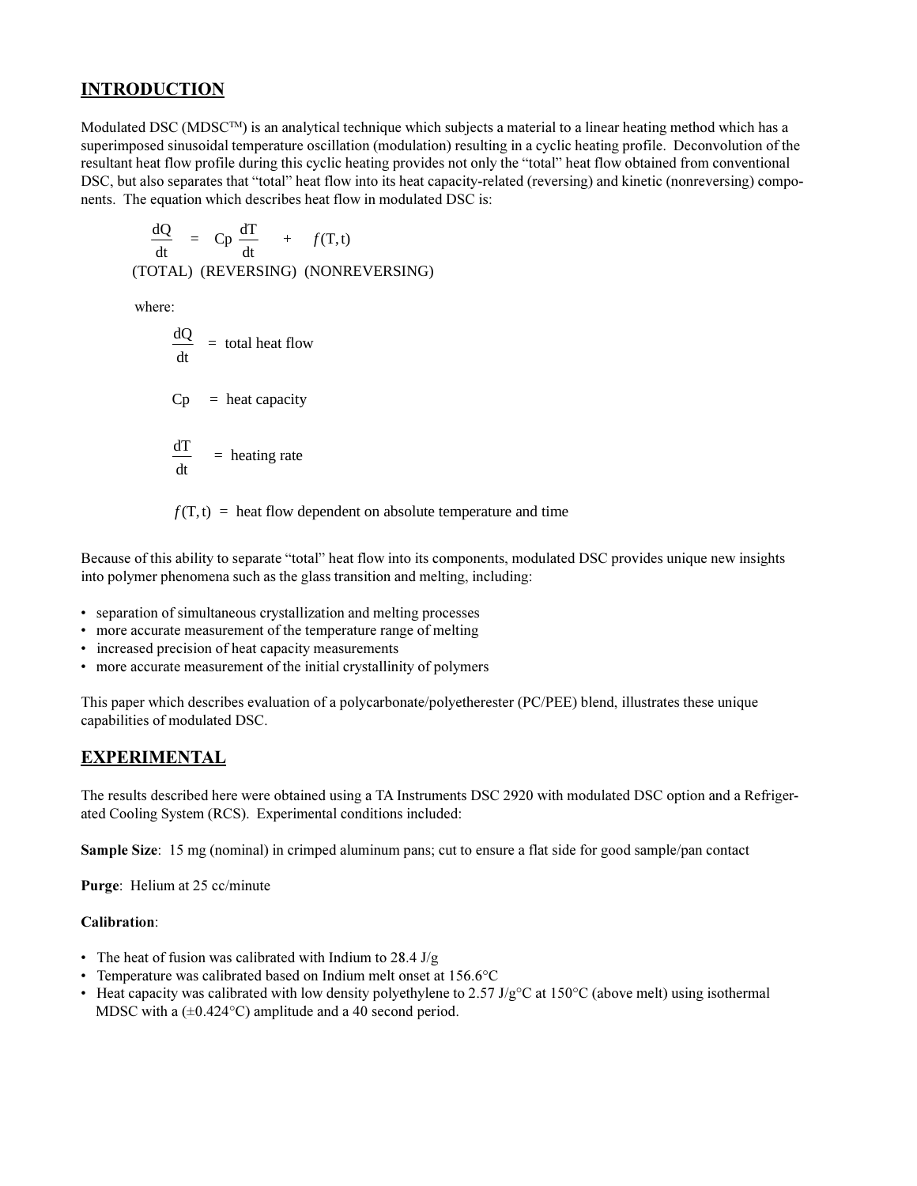## INTRODUCTION

Modulated DSC (MDSC™) is an analytical technique which subjects a material to a linear heating method which has a superimposed sinusoidal temperature oscillation (modulation) resulting in a cyclic heating profile. Deconvolution of the resultant heat flow profile during this cyclic heating provides not only the "total" heat flow obtained from conventional DSC, but also separates that "total" heat flow into its heat capacity-related (reversing) and kinetic (nonreversing) components. The equation which describes heat flow in modulated DSC is:

$$\underset{\text{(TOTAL)}}{\frac{dQ}{dt}} = \underset{\text{(REVERSING)}}{Cp\frac{dT}{dt}} + \underset{\text{(NONREVERSING)}}{f(T,t)}$$

where:

$\frac{dQ}{dt}$ = total heat flow

$Cp$ = heat capacity

$\frac{dT}{dt}$ = heating rate

$f(T,t)$ = heat flow dependent on absolute temperature and time

Because of this ability to separate "total" heat flow into its components, modulated DSC provides unique new insights into polymer phenomena such as the glass transition and melting, including:

- separation of simultaneous crystallization and melting processes
- more accurate measurement of the temperature range of melting
- increased precision of heat capacity measurements
- more accurate measurement of the initial crystallinity of polymers

This paper which describes evaluation of a polycarbonate/polyetherester (PC/PEE) blend, illustrates these unique capabilities of modulated DSC.

## EXPERIMENTAL

The results described here were obtained using a TA Instruments DSC 2920 with modulated DSC option and a Refrigerated Cooling System (RCS). Experimental conditions included:

**Sample Size**: 15 mg (nominal) in crimped aluminum pans; cut to ensure a flat side for good sample/pan contact

**Purge**: Helium at 25 cc/minute

**Calibration**:

- The heat of fusion was calibrated with Indium to 28.4 J/g
- Temperature was calibrated based on Indium melt onset at 156.6°C
- Heat capacity was calibrated with low density polyethylene to 2.57 J/g°C at 150°C (above melt) using isothermal MDSC with a (±0.424°C) amplitude and a 40 second period.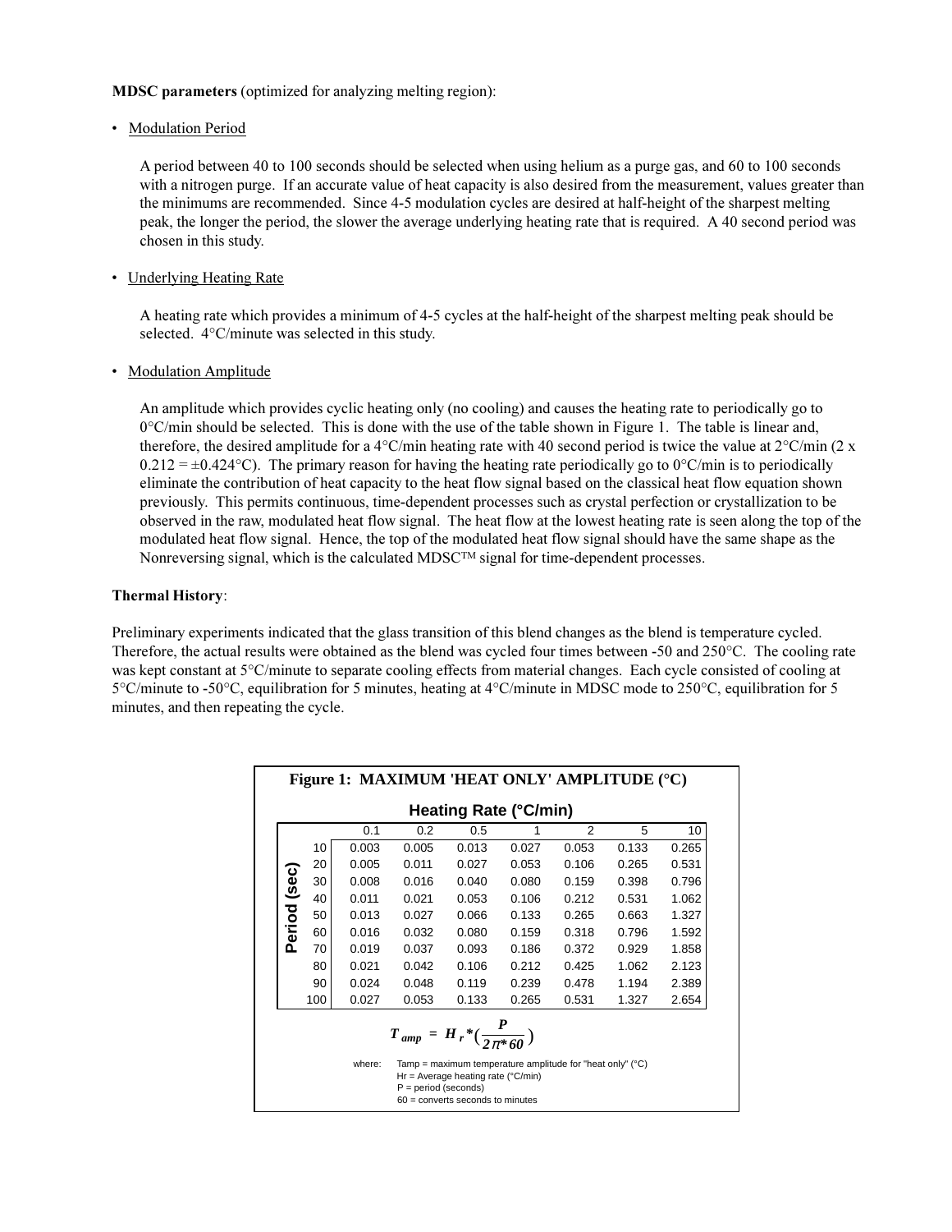**MDSC parameters** (optimized for analyzing melting region):

- Modulation Period

  A period between 40 to 100 seconds should be selected when using helium as a purge gas, and 60 to 100 seconds with a nitrogen purge. If an accurate value of heat capacity is also desired from the measurement, values greater than the minimums are recommended. Since 4-5 modulation cycles are desired at half-height of the sharpest melting peak, the longer the period, the slower the average underlying heating rate that is required. A 40 second period was chosen in this study.

- Underlying Heating Rate

  A heating rate which provides a minimum of 4-5 cycles at the half-height of the sharpest melting peak should be selected. 4°C/minute was selected in this study.

- Modulation Amplitude

  An amplitude which provides cyclic heating only (no cooling) and causes the heating rate to periodically go to 0°C/min should be selected. This is done with the use of the table shown in Figure 1. The table is linear and, therefore, the desired amplitude for a 4°C/min heating rate with 40 second period is twice the value at 2°C/min (2 x 0.212 = ±0.424°C). The primary reason for having the heating rate periodically go to 0°C/min is to periodically eliminate the contribution of heat capacity to the heat flow signal based on the classical heat flow equation shown previously. This permits continuous, time-dependent processes such as crystal perfection or crystallization to be observed in the raw, modulated heat flow signal. The heat flow at the lowest heating rate is seen along the top of the modulated heat flow signal. Hence, the top of the modulated heat flow signal should have the same shape as the Nonreversing signal, which is the calculated MDSC™ signal for time-dependent processes.

**Thermal History**:

Preliminary experiments indicated that the glass transition of this blend changes as the blend is temperature cycled. Therefore, the actual results were obtained as the blend was cycled four times between -50 and 250°C. The cooling rate was kept constant at 5°C/minute to separate cooling effects from material changes. Each cycle consisted of cooling at 5°C/minute to -50°C, equilibration for 5 minutes, heating at 4°C/minute in MDSC mode to 250°C, equilibration for 5 minutes, and then repeating the cycle.

**Figure 1: MAXIMUM 'HEAT ONLY' AMPLITUDE (°C)**

| Period (sec) | Heating Rate (°C/min) 0.1 | 0.2 | 0.5 | 1 | 2 | 5 | 10 |
|---|---|---|---|---|---|---|---|
| 10 | 0.003 | 0.005 | 0.013 | 0.027 | 0.053 | 0.133 | 0.265 |
| 20 | 0.005 | 0.011 | 0.027 | 0.053 | 0.106 | 0.265 | 0.531 |
| 30 | 0.008 | 0.016 | 0.040 | 0.080 | 0.159 | 0.398 | 0.796 |
| 40 | 0.011 | 0.021 | 0.053 | 0.106 | 0.212 | 0.531 | 1.062 |
| 50 | 0.013 | 0.027 | 0.066 | 0.133 | 0.265 | 0.663 | 1.327 |
| 60 | 0.016 | 0.032 | 0.080 | 0.159 | 0.318 | 0.796 | 1.592 |
| 70 | 0.019 | 0.037 | 0.093 | 0.186 | 0.372 | 0.929 | 1.858 |
| 80 | 0.021 | 0.042 | 0.106 | 0.212 | 0.425 | 1.062 | 2.123 |
| 90 | 0.024 | 0.048 | 0.119 | 0.239 | 0.478 | 1.194 | 2.389 |
| 100 | 0.027 | 0.053 | 0.133 | 0.265 | 0.531 | 1.327 | 2.654 |

$$T_{amp} = H_r * \left(\frac{P}{2\pi * 60}\right)$$

where: $T_{amp}$ = maximum temperature amplitude for "heat only" (°C)
$H_r$ = Average heating rate (°C/min)
P = period (seconds)
60 = converts seconds to minutes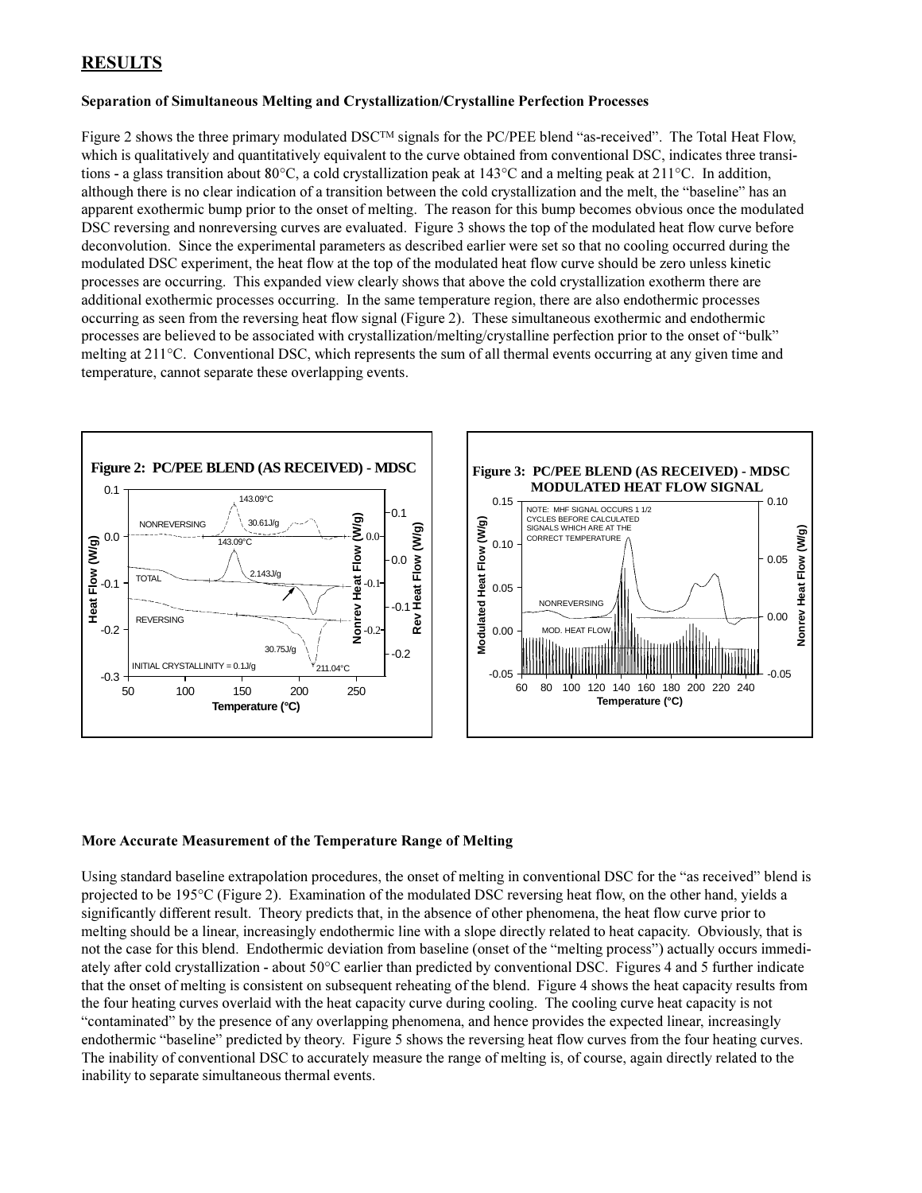## RESULTS

### Separation of Simultaneous Melting and Crystallization/Crystalline Perfection Processes

Figure 2 shows the three primary modulated DSC™ signals for the PC/PEE blend "as-received". The Total Heat Flow, which is qualitatively and quantitatively equivalent to the curve obtained from conventional DSC, indicates three transitions - a glass transition about 80°C, a cold crystallization peak at 143°C and a melting peak at 211°C. In addition, although there is no clear indication of a transition between the cold crystallization and the melt, the "baseline" has an apparent exothermic bump prior to the onset of melting. The reason for this bump becomes obvious once the modulated DSC reversing and nonreversing curves are evaluated. Figure 3 shows the top of the modulated heat flow curve before deconvolution. Since the experimental parameters as described earlier were set so that no cooling occurred during the modulated DSC experiment, the heat flow at the top of the modulated heat flow curve should be zero unless kinetic processes are occurring. This expanded view clearly shows that above the cold crystallization exotherm there are additional exothermic processes occurring. In the same temperature region, there are also endothermic processes occurring as seen from the reversing heat flow signal (Figure 2). These simultaneous exothermic and endothermic processes are believed to be associated with crystallization/melting/crystalline perfection prior to the onset of "bulk" melting at 211°C. Conventional DSC, which represents the sum of all thermal events occurring at any given time and temperature, cannot separate these overlapping events.

**Figure 2: PC/PEE BLEND (AS RECEIVED) - MDSC**

**Figure 3: PC/PEE BLEND (AS RECEIVED) - MDSC MODULATED HEAT FLOW SIGNAL**

### More Accurate Measurement of the Temperature Range of Melting

Using standard baseline extrapolation procedures, the onset of melting in conventional DSC for the "as received" blend is projected to be 195°C (Figure 2). Examination of the modulated DSC reversing heat flow, on the other hand, yields a significantly different result. Theory predicts that, in the absence of other phenomena, the heat flow curve prior to melting should be a linear, increasingly endothermic line with a slope directly related to heat capacity. Obviously, that is not the case for this blend. Endothermic deviation from baseline (onset of the "melting process") actually occurs immediately after cold crystallization - about 50°C earlier than predicted by conventional DSC. Figures 4 and 5 further indicate that the onset of melting is consistent on subsequent reheating of the blend. Figure 4 shows the heat capacity results from the four heating curves overlaid with the heat capacity curve during cooling. The cooling curve heat capacity is not "contaminated" by the presence of any overlapping phenomena, and hence provides the expected linear, increasingly endothermic "baseline" predicted by theory. Figure 5 shows the reversing heat flow curves from the four heating curves. The inability of conventional DSC to accurately measure the range of melting is, of course, again directly related to the inability to separate simultaneous thermal events.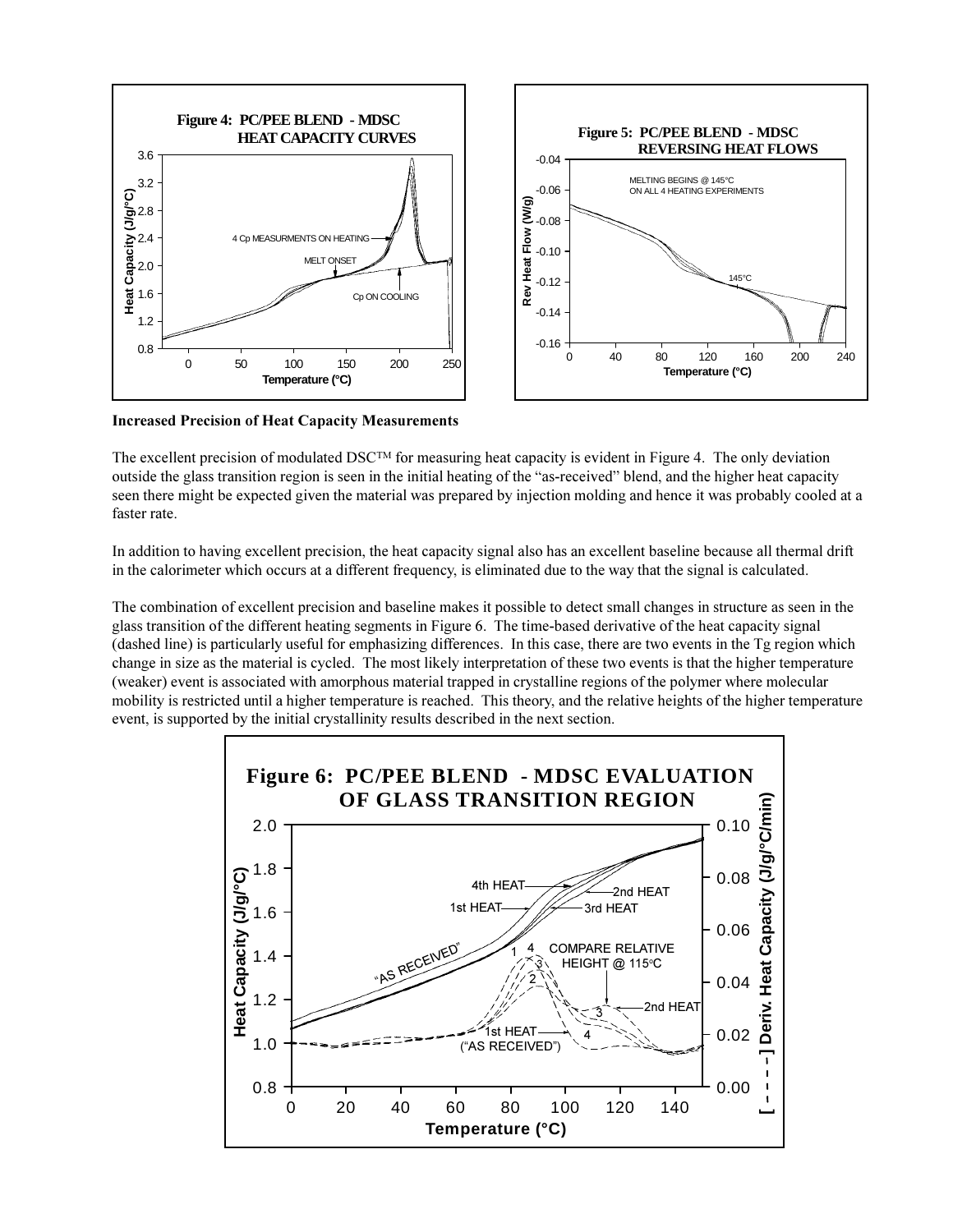**Figure 4: PC/PEE BLEND - MDSC HEAT CAPACITY CURVES**

Heat Capacity (J/g/°C)

3.6
3.2
2.8
2.4
2.0
1.6
1.2
0.8

0 50 100 150 200 250

Temperature (°C)

4 Cp MEASURMENTS ON HEATING

MELT ONSET

Cp ON COOLING

**Figure 5: PC/PEE BLEND - MDSC REVERSING HEAT FLOWS**

Rev Heat Flow (W/g)

-0.04
-0.06
-0.08
-0.10
-0.12
-0.14
-0.16

0 40 80 120 160 200 240

Temperature (°C)

MELTING BEGINS @ 145°C ON ALL 4 HEATING EXPERIMENTS

145°C

**Increased Precision of Heat Capacity Measurements**

The excellent precision of modulated DSC™ for measuring heat capacity is evident in Figure 4. The only deviation outside the glass transition region is seen in the initial heating of the "as-received" blend, and the higher heat capacity seen there might be expected given the material was prepared by injection molding and hence it was probably cooled at a faster rate.

In addition to having excellent precision, the heat capacity signal also has an excellent baseline because all thermal drift in the calorimeter which occurs at a different frequency, is eliminated due to the way that the signal is calculated.

The combination of excellent precision and baseline makes it possible to detect small changes in structure as seen in the glass transition of the different heating segments in Figure 6. The time-based derivative of the heat capacity signal (dashed line) is particularly useful for emphasizing differences. In this case, there are two events in the Tg region which change in size as the material is cycled. The most likely interpretation of these two events is that the higher temperature (weaker) event is associated with amorphous material trapped in crystalline regions of the polymer where molecular mobility is restricted until a higher temperature is reached. This theory, and the relative heights of the higher temperature event, is supported by the initial crystallinity results described in the next section.

**Figure 6: PC/PEE BLEND - MDSC EVALUATION OF GLASS TRANSITION REGION**

Heat Capacity (J/g/°C)

2.0
1.8
1.6
1.4
1.2
1.0
0.8

[ - - - - ] Deriv. Heat Capacity (J/g/°C/min)

0.10
0.08
0.06
0.04
0.02
0.00

0 20 40 60 80 100 120 140

Temperature (°C)

4th HEAT

1st HEAT

2nd HEAT

3rd HEAT

"AS RECEIVED"

COMPARE RELATIVE HEIGHT @ 115°C

1st HEAT ("AS RECEIVED")

1 2 3 4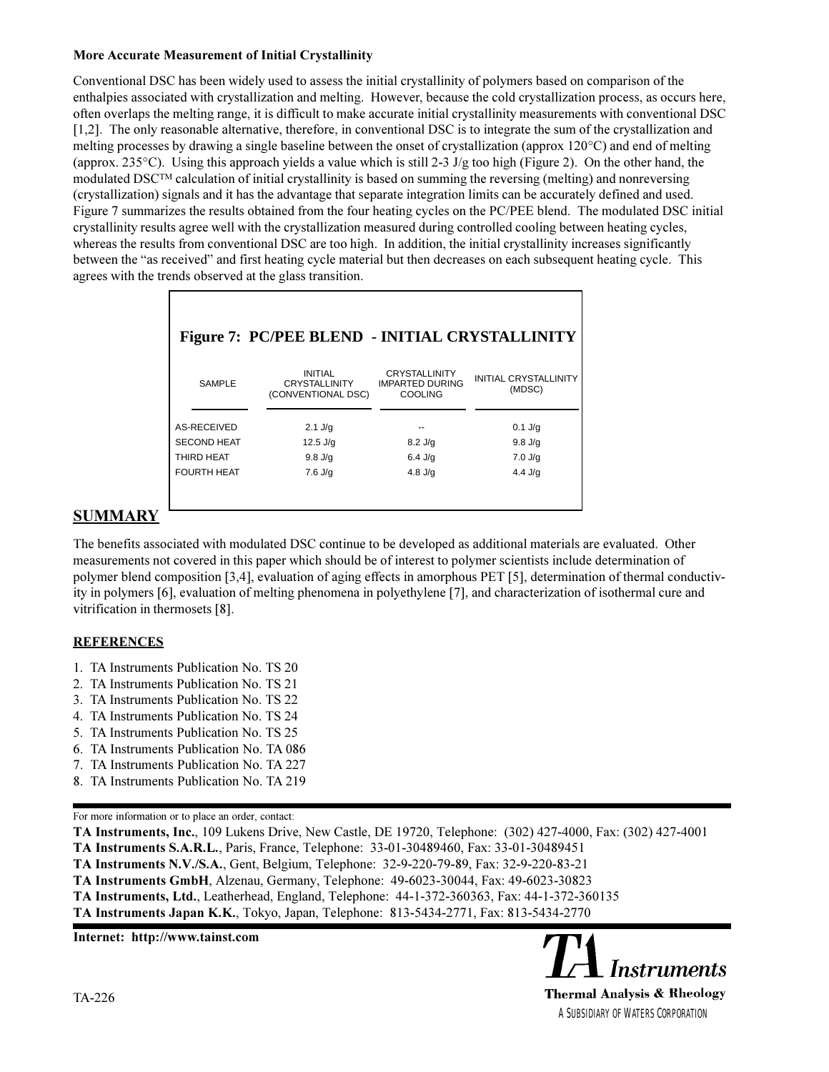### More Accurate Measurement of Initial Crystallinity

Conventional DSC has been widely used to assess the initial crystallinity of polymers based on comparison of the enthalpies associated with crystallization and melting. However, because the cold crystallization process, as occurs here, often overlaps the melting range, it is difficult to make accurate initial crystallinity measurements with conventional DSC [1,2]. The only reasonable alternative, therefore, in conventional DSC is to integrate the sum of the crystallization and melting processes by drawing a single baseline between the onset of crystallization (approx 120°C) and end of melting (approx. 235°C). Using this approach yields a value which is still 2-3 J/g too high (Figure 2). On the other hand, the modulated DSC™ calculation of initial crystallinity is based on summing the reversing (melting) and nonreversing (crystallization) signals and it has the advantage that separate integration limits can be accurately defined and used. Figure 7 summarizes the results obtained from the four heating cycles on the PC/PEE blend. The modulated DSC initial crystallinity results agree well with the crystallization measured during controlled cooling between heating cycles, whereas the results from conventional DSC are too high. In addition, the initial crystallinity increases significantly between the "as received" and first heating cycle material but then decreases on each subsequent heating cycle. This agrees with the trends observed at the glass transition.

**Figure 7: PC/PEE BLEND - INITIAL CRYSTALLINITY**

| SAMPLE | INITIAL CRYSTALLINITY (CONVENTIONAL DSC) | CRYSTALLINITY IMPARTED DURING COOLING | INITIAL CRYSTALLINITY (MDSC) |
|---|---|---|---|
| AS-RECEIVED | 2.1 J/g | -- | 0.1 J/g |
| SECOND HEAT | 12.5 J/g | 8.2 J/g | 9.8 J/g |
| THIRD HEAT | 9.8 J/g | 6.4 J/g | 7.0 J/g |
| FOURTH HEAT | 7.6 J/g | 4.8 J/g | 4.4 J/g |

## SUMMARY

The benefits associated with modulated DSC continue to be developed as additional materials are evaluated. Other measurements not covered in this paper which should be of interest to polymer scientists include determination of polymer blend composition [3,4], evaluation of aging effects in amorphous PET [5], determination of thermal conductivity in polymers [6], evaluation of melting phenomena in polyethylene [7], and characterization of isothermal cure and vitrification in thermosets [8].

## REFERENCES

1. TA Instruments Publication No. TS 20
2. TA Instruments Publication No. TS 21
3. TA Instruments Publication No. TS 22
4. TA Instruments Publication No. TS 24
5. TA Instruments Publication No. TS 25
6. TA Instruments Publication No. TA 086
7. TA Instruments Publication No. TA 227
8. TA Instruments Publication No. TA 219

For more information or to place an order, contact:

**TA Instruments, Inc.**, 109 Lukens Drive, New Castle, DE 19720, Telephone: (302) 427-4000, Fax: (302) 427-4001
**TA Instruments S.A.R.L.**, Paris, France, Telephone: 33-01-30489460, Fax: 33-01-30489451
**TA Instruments N.V./S.A.**, Gent, Belgium, Telephone: 32-9-220-79-89, Fax: 32-9-220-83-21
**TA Instruments GmbH**, Alzenau, Germany, Telephone: 49-6023-30044, Fax: 49-6023-30823
**TA Instruments, Ltd.**, Leatherhead, England, Telephone: 44-1-372-360363, Fax: 44-1-372-360135
**TA Instruments Japan K.K.**, Tokyo, Japan, Telephone: 813-5434-2771, Fax: 813-5434-2770

**Internet: http://www.tainst.com**

TA Instruments
Thermal Analysis & Rheology
A SUBSIDIARY OF WATERS CORPORATION

TA-226